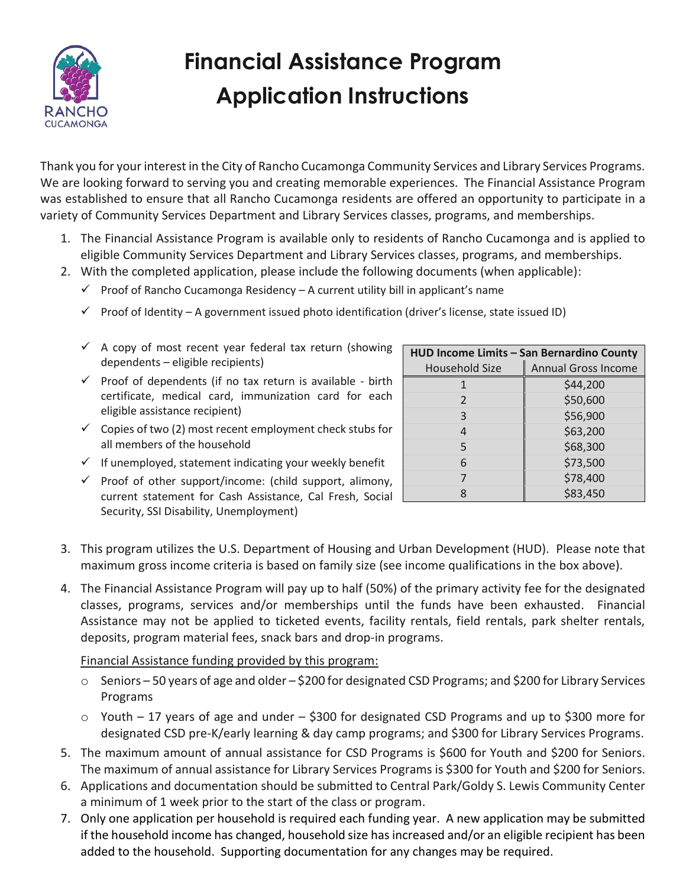# Financial Assistance Program Application Instructions

Thank you for your interest in the City of Rancho Cucamonga Community Services and Library Services Programs. We are looking forward to serving you and creating memorable experiences. The Financial Assistance Program was established to ensure that all Rancho Cucamonga residents are offered an opportunity to participate in a variety of Community Services Department and Library Services classes, programs, and memberships.

1. The Financial Assistance Program is available only to residents of Rancho Cucamonga and is applied to eligible Community Services Department and Library Services classes, programs, and memberships.
2. With the completed application, please include the following documents (when applicable):
   - ✓ Proof of Rancho Cucamonga Residency – A current utility bill in applicant's name
   - ✓ Proof of Identity – A government issued photo identification (driver's license, state issued ID)
   - ✓ A copy of most recent year federal tax return (showing dependents – eligible recipients)
   - ✓ Proof of dependents (if no tax return is available - birth certificate, medical card, immunization card for each eligible assistance recipient)
   - ✓ Copies of two (2) most recent employment check stubs for all members of the household
   - ✓ If unemployed, statement indicating your weekly benefit
   - ✓ Proof of other support/income: (child support, alimony, current statement for Cash Assistance, Cal Fresh, Social Security, SSI Disability, Unemployment)

| HUD Income Limits – San Bernardino County | |
|---|---|
| Household Size | Annual Gross Income |
| 1 | $44,200 |
| 2 | $50,600 |
| 3 | $56,900 |
| 4 | $63,200 |
| 5 | $68,300 |
| 6 | $73,500 |
| 7 | $78,400 |
| 8 | $83,450 |

3. This program utilizes the U.S. Department of Housing and Urban Development (HUD). Please note that maximum gross income criteria is based on family size (see income qualifications in the box above).
4. The Financial Assistance Program will pay up to half (50%) of the primary activity fee for the designated classes, programs, services and/or memberships until the funds have been exhausted. Financial Assistance may not be applied to ticketed events, facility rentals, field rentals, park shelter rentals, deposits, program material fees, snack bars and drop-in programs.

   Financial Assistance funding provided by this program:

   - Seniors – 50 years of age and older – $200 for designated CSD Programs; and $200 for Library Services Programs
   - Youth – 17 years of age and under – $300 for designated CSD Programs and up to $300 more for designated CSD pre-K/early learning & day camp programs; and $300 for Library Services Programs.
5. The maximum amount of annual assistance for CSD Programs is $600 for Youth and $200 for Seniors. The maximum of annual assistance for Library Services Programs is $300 for Youth and $200 for Seniors.
6. Applications and documentation should be submitted to Central Park/Goldy S. Lewis Community Center a minimum of 1 week prior to the start of the class or program.
7. Only one application per household is required each funding year. A new application may be submitted if the household income has changed, household size has increased and/or an eligible recipient has been added to the household. Supporting documentation for any changes may be required.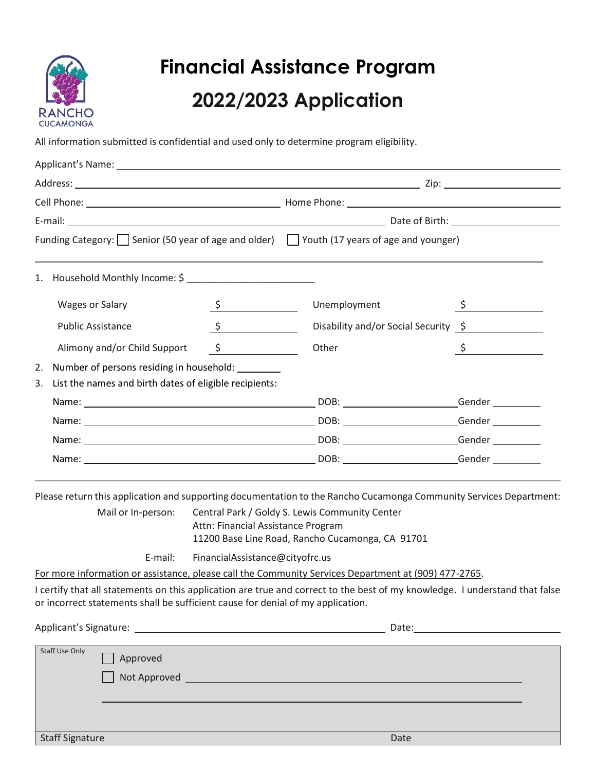# Financial Assistance Program

# 2022/2023 Application

RANCHO CUCAMONGA

All information submitted is confidential and used only to determine program eligibility.

Applicant's Name: ____________________

Address: ____________________ Zip: ____________________

Cell Phone: ____________________ Home Phone: ____________________

E-mail: ____________________ Date of Birth: ____________________

Funding Category: ☐ Senior (50 year of age and older) ☐ Youth (17 years of age and younger)

1. Household Monthly Income: $ ____________________

| | | | |
|---|---|---|---|
| Wages or Salary | $ | Unemployment | $ |
| Public Assistance | $ | Disability and/or Social Security | $ |
| Alimony and/or Child Support | $ | Other | $ |

2. Number of persons residing in household: ________
3. List the names and birth dates of eligible recipients:

Name: ____________________ DOB: ____________________ Gender ________

Name: ____________________ DOB: ____________________ Gender ________

Name: ____________________ DOB: ____________________ Gender ________

Name: ____________________ DOB: ____________________ Gender ________

Please return this application and supporting documentation to the Rancho Cucamonga Community Services Department:

Mail or In-person: Central Park / Goldy S. Lewis Community Center
Attn: Financial Assistance Program
11200 Base Line Road, Rancho Cucamonga, CA 91701

E-mail: FinancialAssistance@cityofrc.us

For more information or assistance, please call the Community Services Department at (909) 477-2765.

I certify that all statements on this application are true and correct to the best of my knowledge. I understand that false or incorrect statements shall be sufficient cause for denial of my application.

Applicant's Signature: ____________________ Date: ____________________

Staff Use Only

☐ Approved

☐ Not Approved ____________________

Staff Signature Date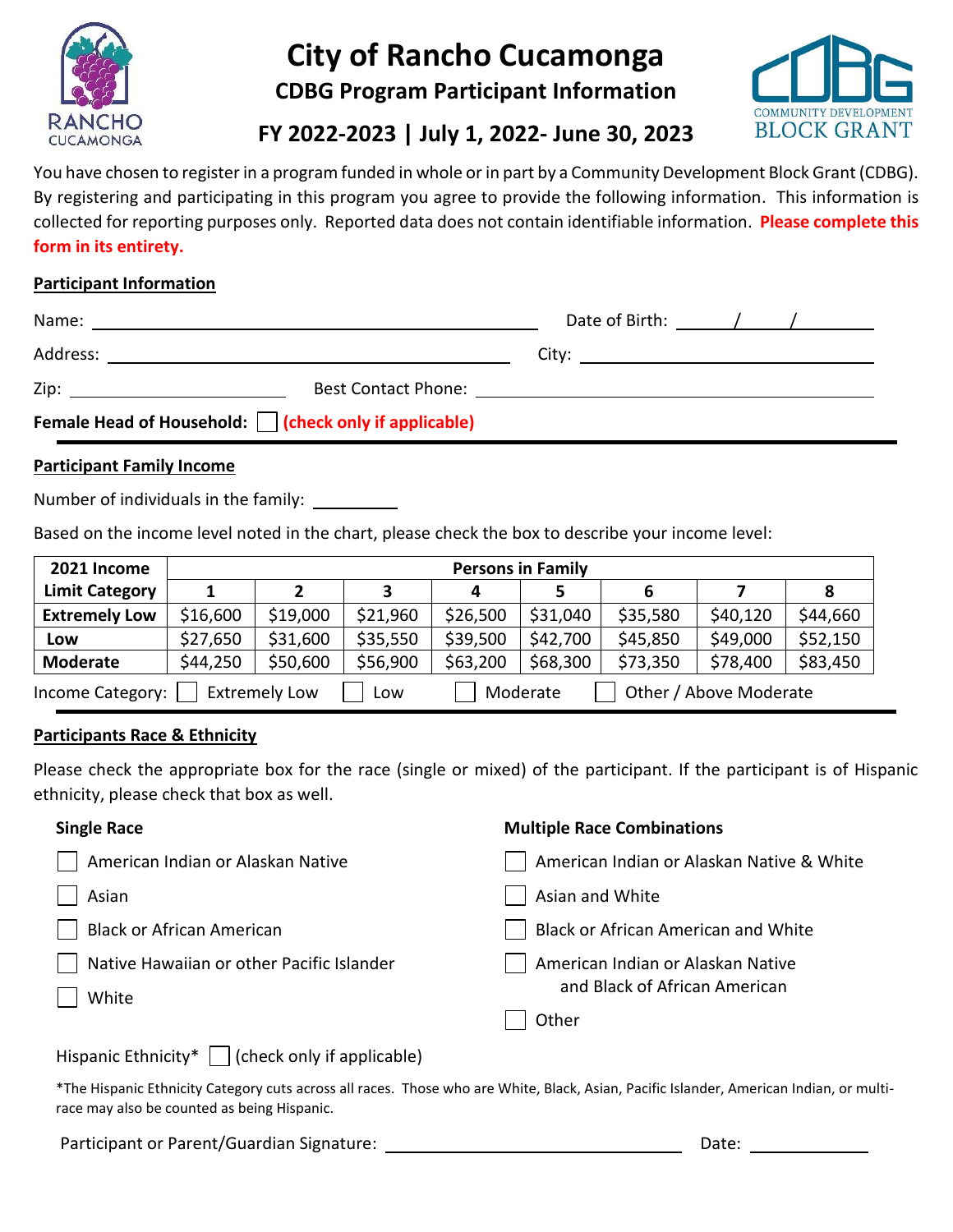# City of Rancho Cucamonga

## CDBG Program Participant Information

## FY 2022-2023 | July 1, 2022- June 30, 2023

You have chosen to register in a program funded in whole or in part by a Community Development Block Grant (CDBG). By registering and participating in this program you agree to provide the following information. This information is collected for reporting purposes only. Reported data does not contain identifiable information. **Please complete this form in its entirety.**

### Participant Information

Name: ______________________________ Date of Birth: ____/____/______

Address: ______________________________ City: ______________________

Zip: ______________ Best Contact Phone: ______________________

**Female Head of Household:** ☐ **(check only if applicable)**

### Participant Family Income

Number of individuals in the family: ________

Based on the income level noted in the chart, please check the box to describe your income level:

| 2021 Income Limit Category | Persons in Family | | | | | | | |
|---|---|---|---|---|---|---|---|---|
| | 1 | 2 | 3 | 4 | 5 | 6 | 7 | 8 |
| **Extremely Low** | $16,600 | $19,000 | $21,960 | $26,500 | $31,040 | $35,580 | $40,120 | $44,660 |
| **Low** | $27,650 | $31,600 | $35,550 | $39,500 | $42,700 | $45,850 | $49,000 | $52,150 |
| **Moderate** | $44,250 | $50,600 | $56,900 | $63,200 | $68,300 | $73,350 | $78,400 | $83,450 |

Income Category: ☐ Extremely Low ☐ Low ☐ Moderate ☐ Other / Above Moderate

### Participants Race & Ethnicity

Please check the appropriate box for the race (single or mixed) of the participant. If the participant is of Hispanic ethnicity, please check that box as well.

**Single Race**

- ☐ American Indian or Alaskan Native
- ☐ Asian
- ☐ Black or African American
- ☐ Native Hawaiian or other Pacific Islander
- ☐ White

**Multiple Race Combinations**

- ☐ American Indian or Alaskan Native & White
- ☐ Asian and White
- ☐ Black or African American and White
- ☐ American Indian or Alaskan Native and Black of African American
- ☐ Other

Hispanic Ethnicity* ☐ (check only if applicable)

*The Hispanic Ethnicity Category cuts across all races. Those who are White, Black, Asian, Pacific Islander, American Indian, or multi-race may also be counted as being Hispanic.

Participant or Parent/Guardian Signature: ______________________ Date: __________